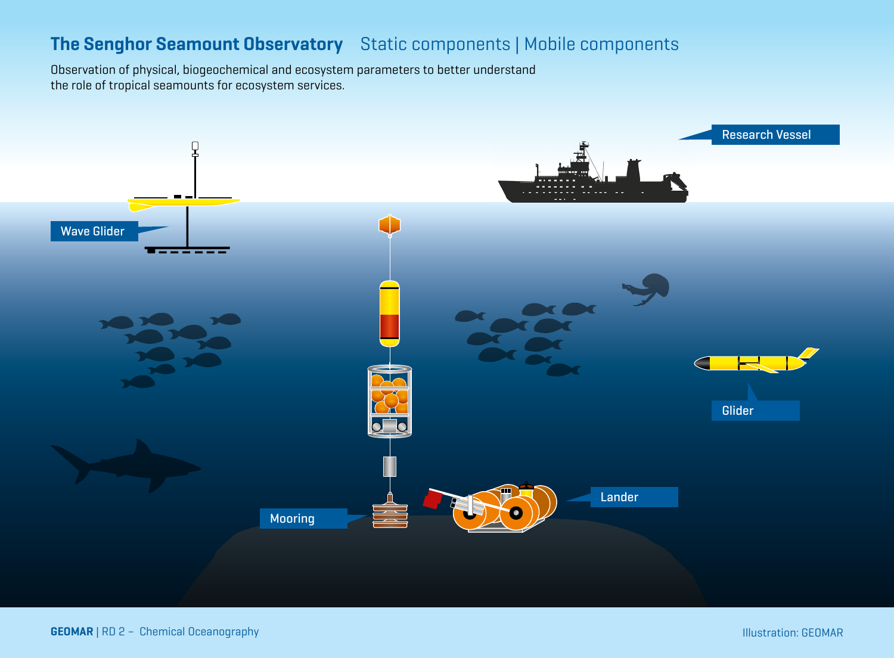# The Senghor Seamount Observatory

Static components | Mobile components

Observation of physical, biogeochemical and ecosystem parameters to better understand the role of tropical seamounts for ecosystem services.

Research Vessel

Wave Glider

Glider

Lander

Mooring

GEOMAR | RD 2 – Chemical Oceanography

Illustration: GEOMAR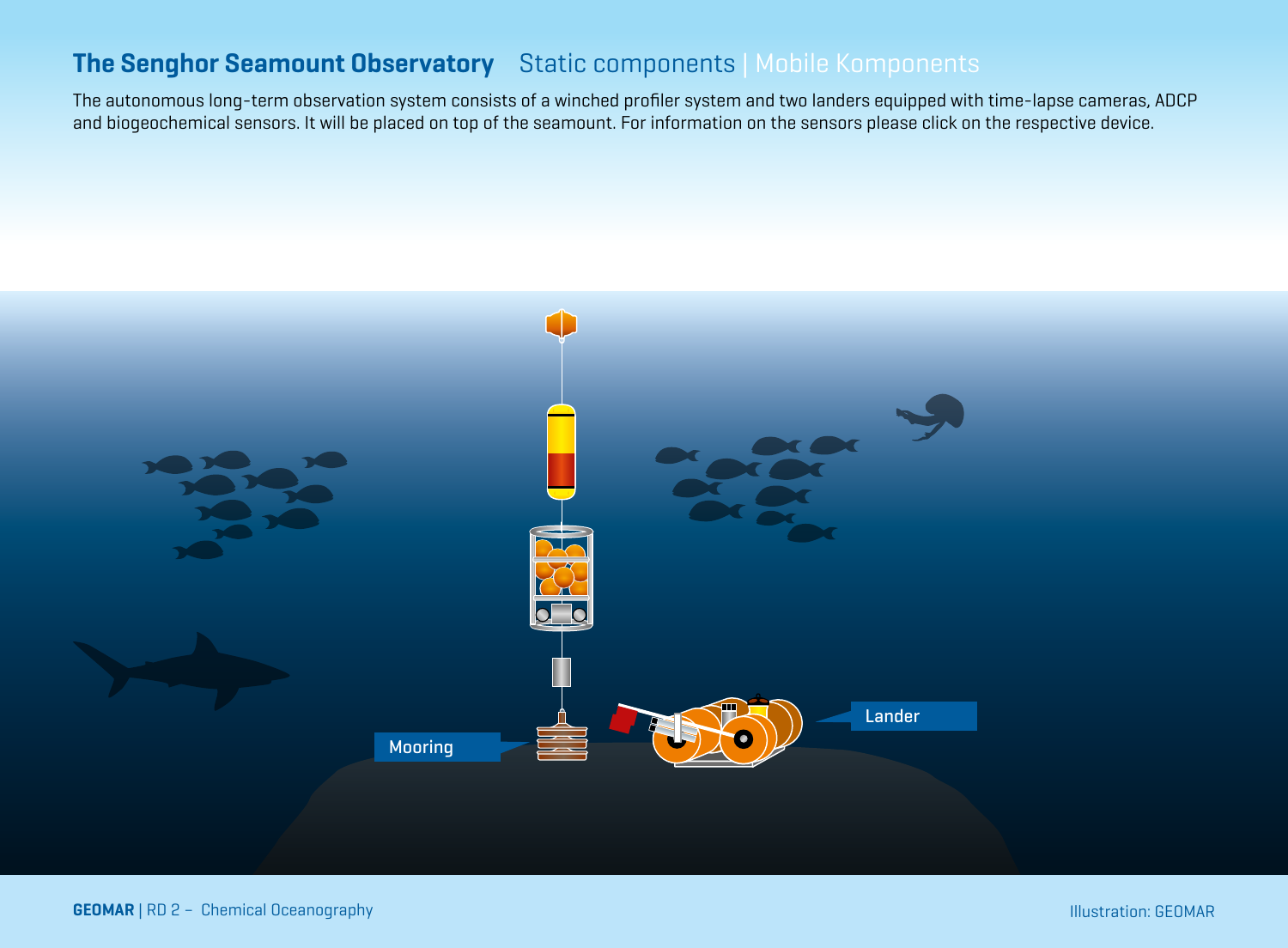# The Senghor Seamount Observatory

Static components | Mobile Komponents

The autonomous long-term observation system consists of a winched profiler system and two landers equipped with time-lapse cameras, ADCP and biogeochemical sensors. It will be placed on top of the seamount. For information on the sensors please click on the respective device.

Mooring

Lander

**GEOMAR** | RD 2 – Chemical Oceanography

Illustration: GEOMAR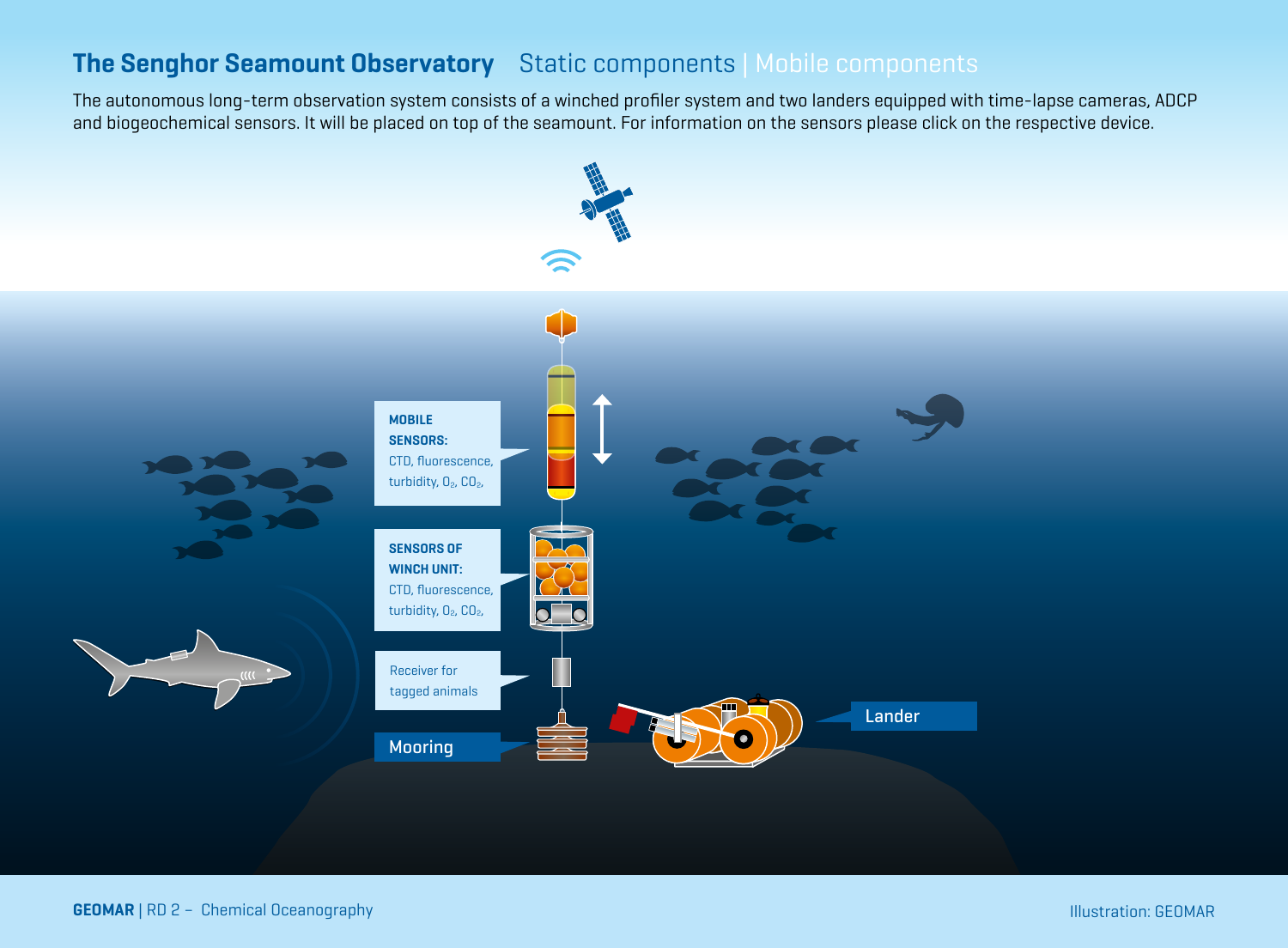# The Senghor Seamount Observatory

Static components | Mobile components

The autonomous long-term observation system consists of a winched profiler system and two landers equipped with time-lapse cameras, ADCP and biogeochemical sensors. It will be placed on top of the seamount. For information on the sensors please click on the respective device.

**MOBILE SENSORS:**
CTD, fluorescence, turbidity, $O_2$, $CO_2$,

**SENSORS OF WINCH UNIT:**
CTD, fluorescence, turbidity, $O_2$, $CO_2$,

Receiver for tagged animals

Mooring

Lander

**GEOMAR** | RD 2 – Chemical Oceanography

Illustration: GEOMAR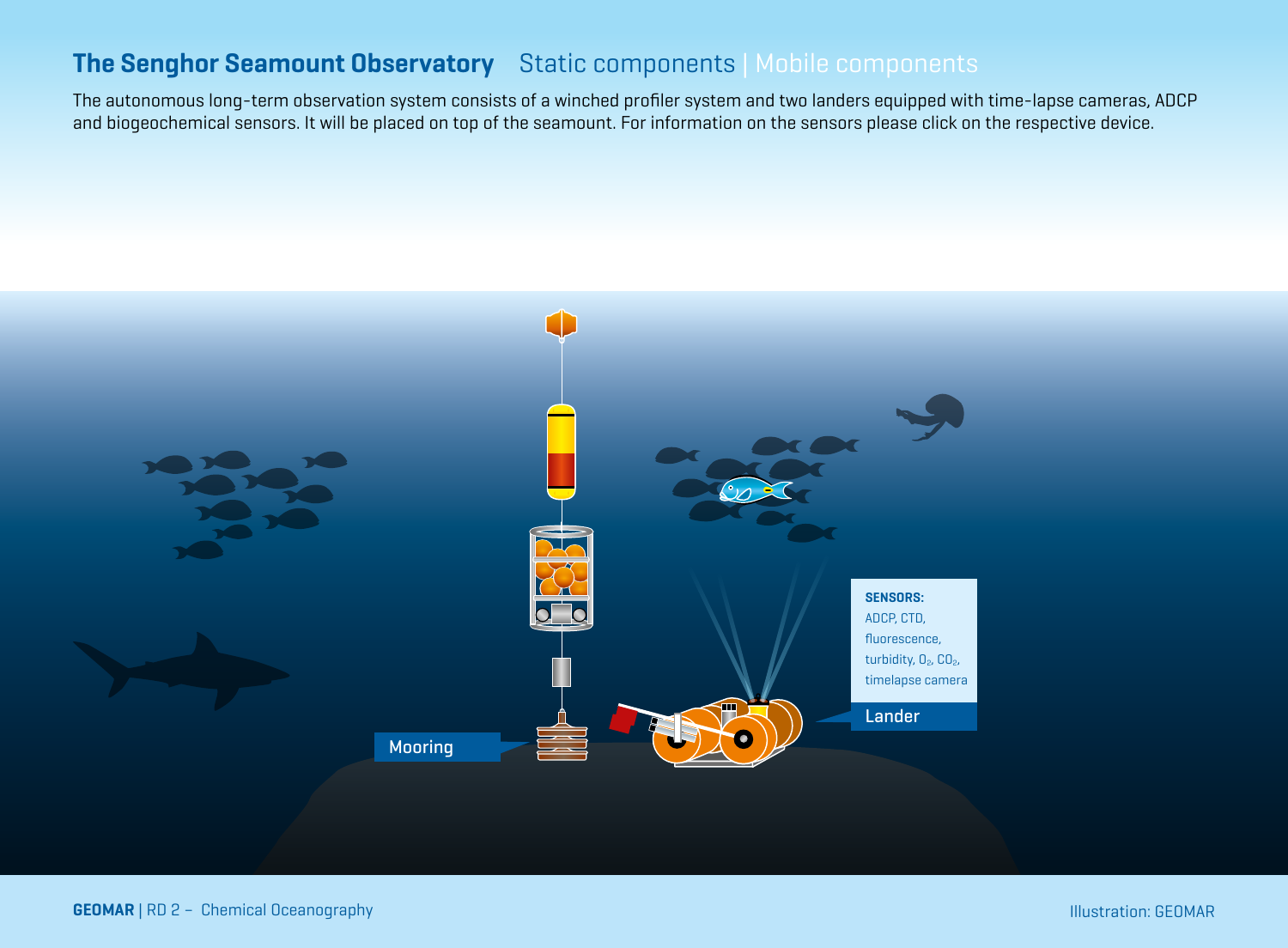# The Senghor Seamount Observatory

Static components | Mobile components

The autonomous long-term observation system consists of a winched profiler system and two landers equipped with time-lapse cameras, ADCP and biogeochemical sensors. It will be placed on top of the seamount. For information on the sensors please click on the respective device.

Mooring

**SENSORS:**
ADCP, CTD, fluorescence, turbidity, $O_2$, $CO_2$, timelapse camera

Lander

**GEOMAR** | RD 2 – Chemical Oceanography

Illustration: GEOMAR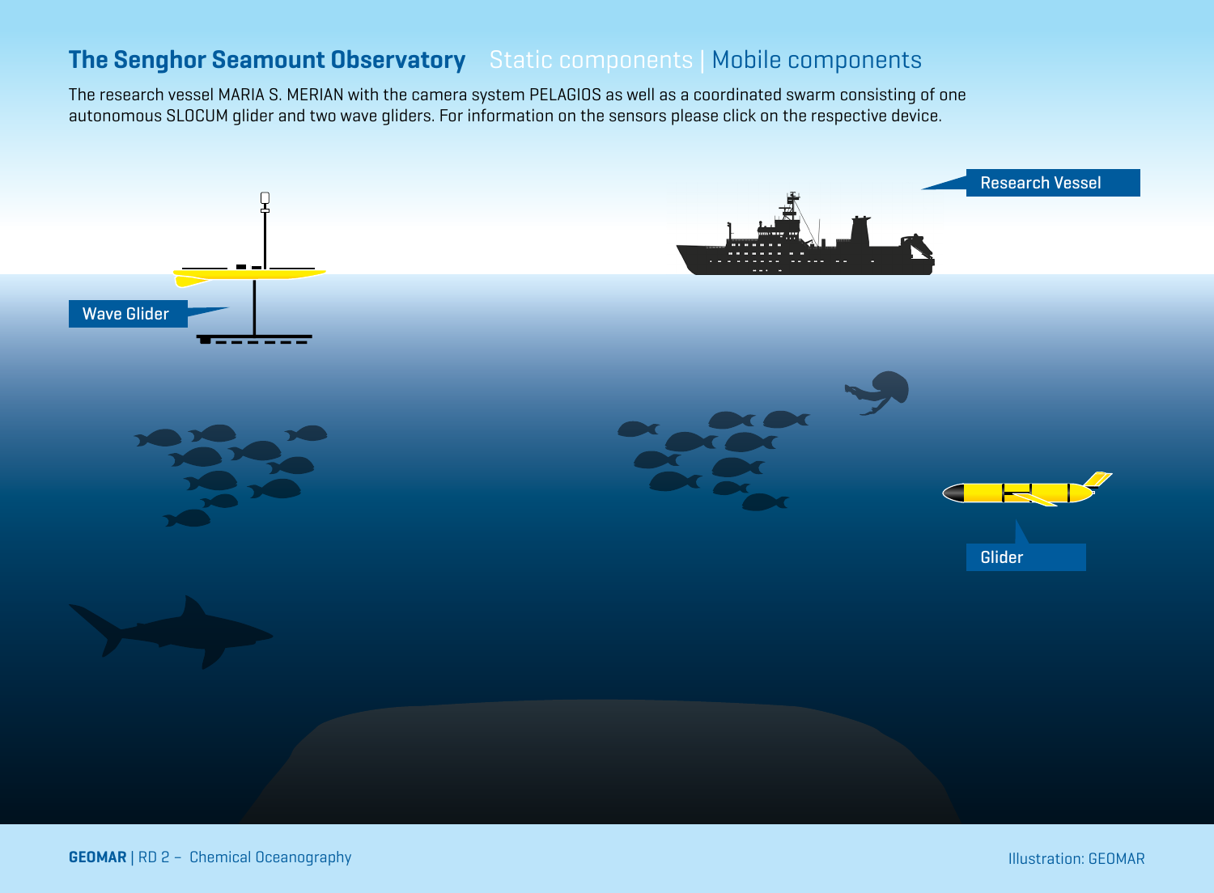# The Senghor Seamount Observatory

Static components | Mobile components

The research vessel MARIA S. MERIAN with the camera system PELAGIOS as well as a coordinated swarm consisting of one autonomous SLOCUM glider and two wave gliders. For information on the sensors please click on the respective device.

Research Vessel

Wave Glider

Glider

**GEOMAR** | RD 2 – Chemical Oceanography

Illustration: GEOMAR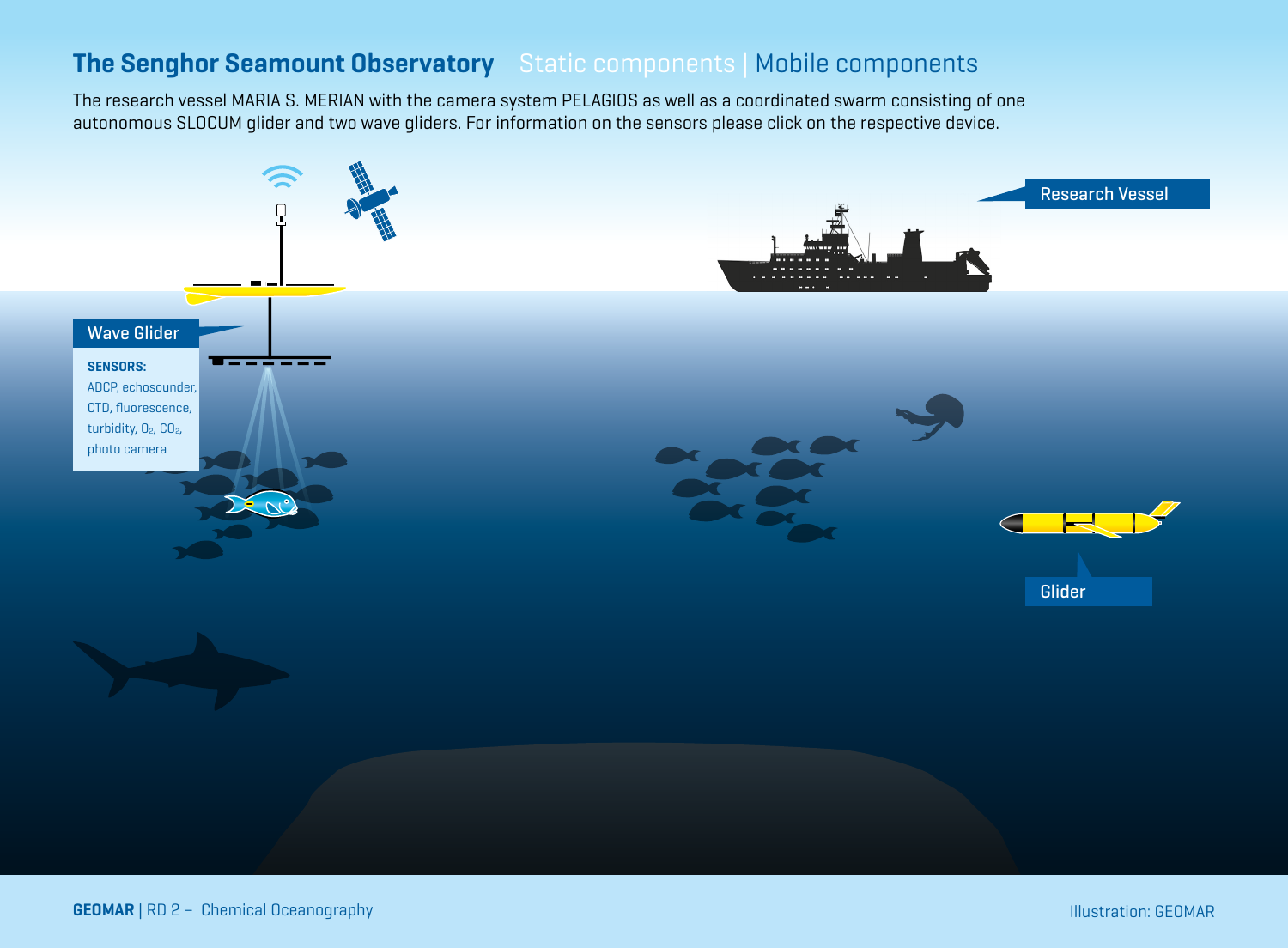# The Senghor Seamount Observatory

Static components | Mobile components

The research vessel MARIA S. MERIAN with the camera system PELAGIOS as well as a coordinated swarm consisting of one autonomous SLOCUM glider and two wave gliders. For information on the sensors please click on the respective device.

Research Vessel

Wave Glider

**SENSORS:**
ADCP, echosounder, CTD, fluorescence, turbidity, $O_2$, $CO_2$, photo camera

Glider

**GEOMAR** | RD 2 – Chemical Oceanography

Illustration: GEOMAR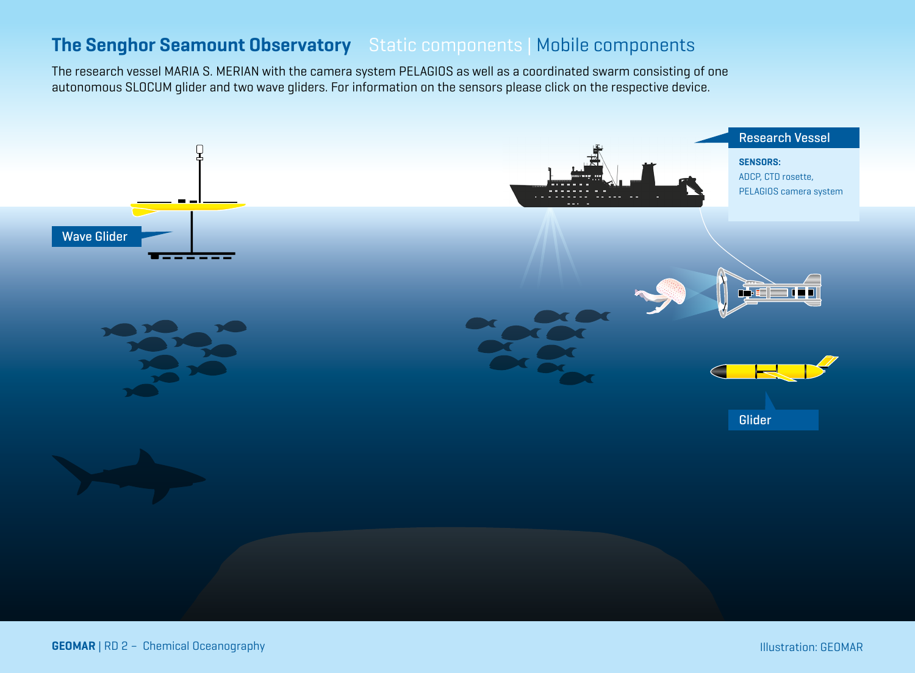# The Senghor Seamount Observatory Static components | Mobile components

The research vessel MARIA S. MERIAN with the camera system PELAGIOS as well as a coordinated swarm consisting of one autonomous SLOCUM glider and two wave gliders. For information on the sensors please click on the respective device.

Research Vessel

**SENSORS:**
ADCP, CTD rosette,
PELAGIOS camera system

Wave Glider

Glider

**GEOMAR** | RD 2 – Chemical Oceanography

Illustration: GEOMAR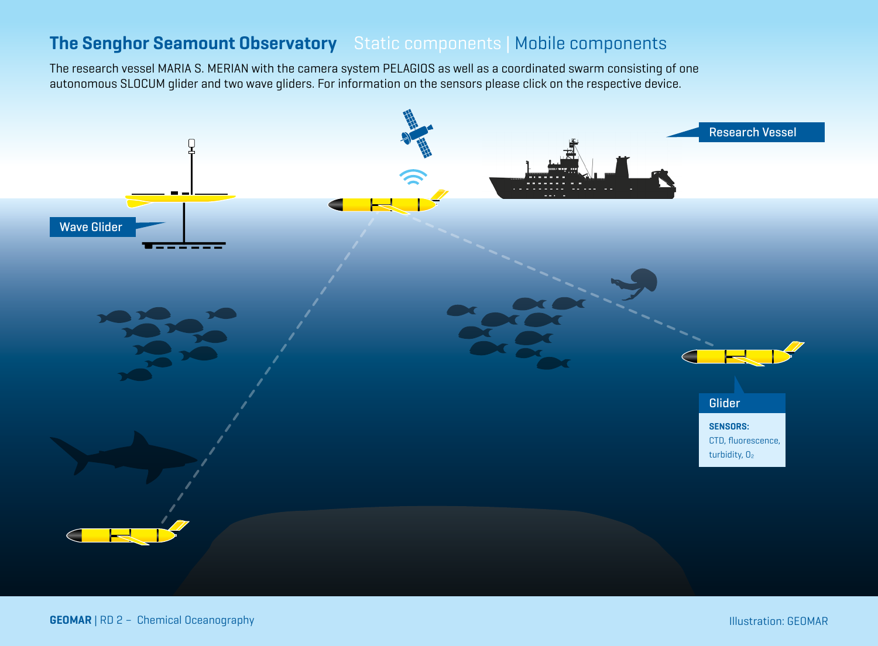# The Senghor Seamount Observatory

Static components | Mobile components

The research vessel MARIA S. MERIAN with the camera system PELAGIOS as well as a coordinated swarm consisting of one autonomous SLOCUM glider and two wave gliders. For information on the sensors please click on the respective device.

Research Vessel

Wave Glider

Glider

**SENSORS:**
CTD, fluorescence, turbidity, $O_2$

**GEOMAR** | RD 2 – Chemical Oceanography

Illustration: GEOMAR